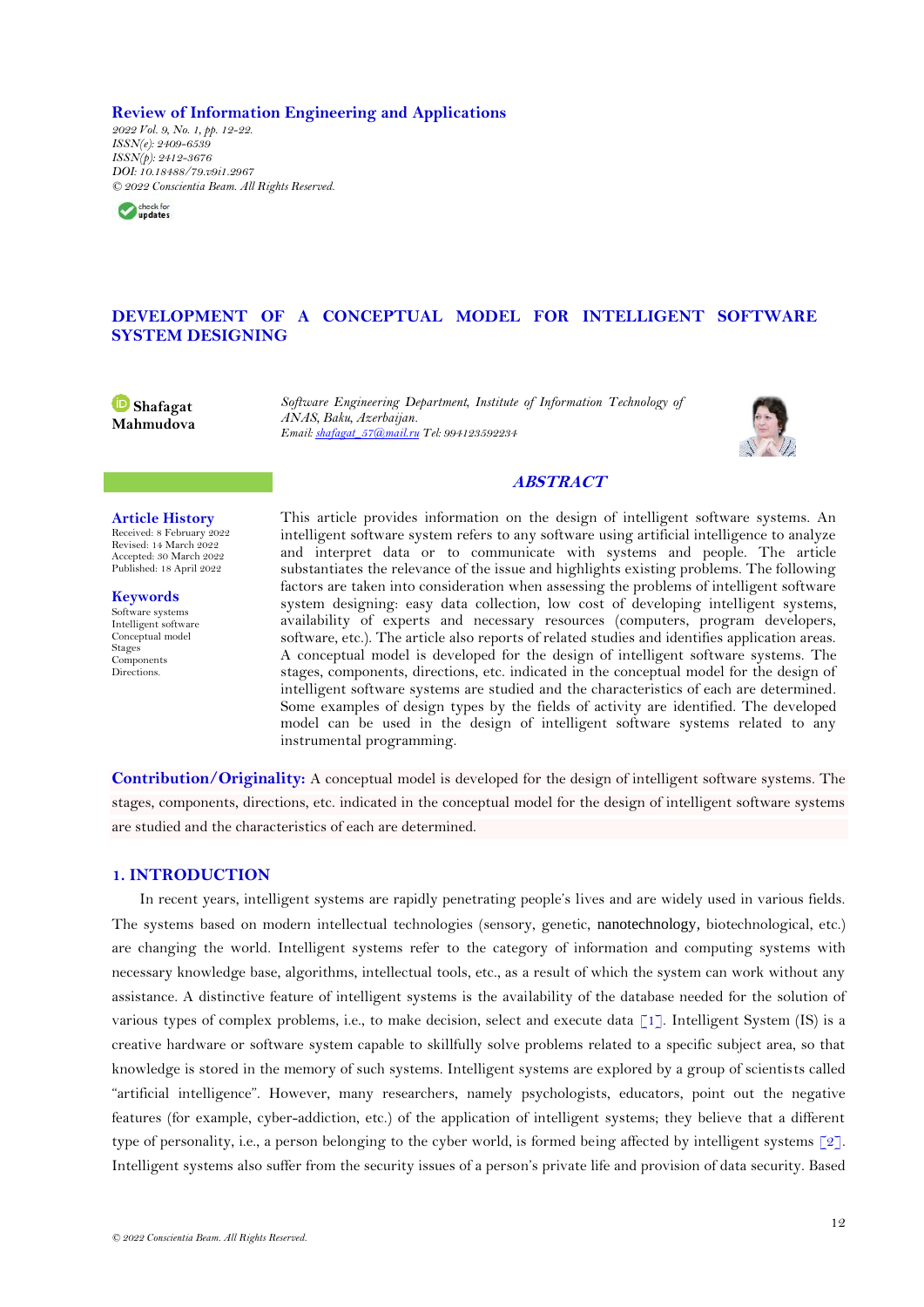**Review of Information Engineering and Applications**

*2022 Vol. 9, No. 1, pp. 12-22.*
*ISSN(e): 2409-6539*
*ISSN(p): 2412-3676*
*DOI: 10.18488/79.v9i1.2967*
*© 2022 Conscientia Beam. All Rights Reserved.*

# DEVELOPMENT OF A CONCEPTUAL MODEL FOR INTELLIGENT SOFTWARE SYSTEM DESIGNING

**Shafagat Mahmudova**

*Software Engineering Department, Institute of Information Technology of ANAS, Baku, Azerbaijan.*
*Email: shafagat_57@mail.ru Tel: 994123592234*

**Article History**
Received: 8 February 2022
Revised: 14 March 2022
Accepted: 30 March 2022
Published: 18 April 2022

**Keywords**
Software systems
Intelligent software
Conceptual model
Stages
Components
Directions.

## ABSTRACT

This article provides information on the design of intelligent software systems. An intelligent software system refers to any software using artificial intelligence to analyze and interpret data or to communicate with systems and people. The article substantiates the relevance of the issue and highlights existing problems. The following factors are taken into consideration when assessing the problems of intelligent software system designing: easy data collection, low cost of developing intelligent systems, availability of experts and necessary resources (computers, program developers, software, etc.). The article also reports of related studies and identifies application areas. A conceptual model is developed for the design of intelligent software systems. The stages, components, directions, etc. indicated in the conceptual model for the design of intelligent software systems are studied and the characteristics of each are determined. Some examples of design types by the fields of activity are identified. The developed model can be used in the design of intelligent software systems related to any instrumental programming.

**Contribution/Originality:** A conceptual model is developed for the design of intelligent software systems. The stages, components, directions, etc. indicated in the conceptual model for the design of intelligent software systems are studied and the characteristics of each are determined.

## 1. INTRODUCTION

In recent years, intelligent systems are rapidly penetrating people's lives and are widely used in various fields. The systems based on modern intellectual technologies (sensory, genetic, nanotechnology, biotechnological, etc.) are changing the world. Intelligent systems refer to the category of information and computing systems with necessary knowledge base, algorithms, intellectual tools, etc., as a result of which the system can work without any assistance. A distinctive feature of intelligent systems is the availability of the database needed for the solution of various types of complex problems, i.e., to make decision, select and execute data [1]. Intelligent System (IS) is a creative hardware or software system capable to skillfully solve problems related to a specific subject area, so that knowledge is stored in the memory of such systems. Intelligent systems are explored by a group of scientists called "artificial intelligence". However, many researchers, namely psychologists, educators, point out the negative features (for example, cyber-addiction, etc.) of the application of intelligent systems; they believe that a different type of personality, i.e., a person belonging to the cyber world, is formed being affected by intelligent systems [2]. Intelligent systems also suffer from the security issues of a person's private life and provision of data security. Based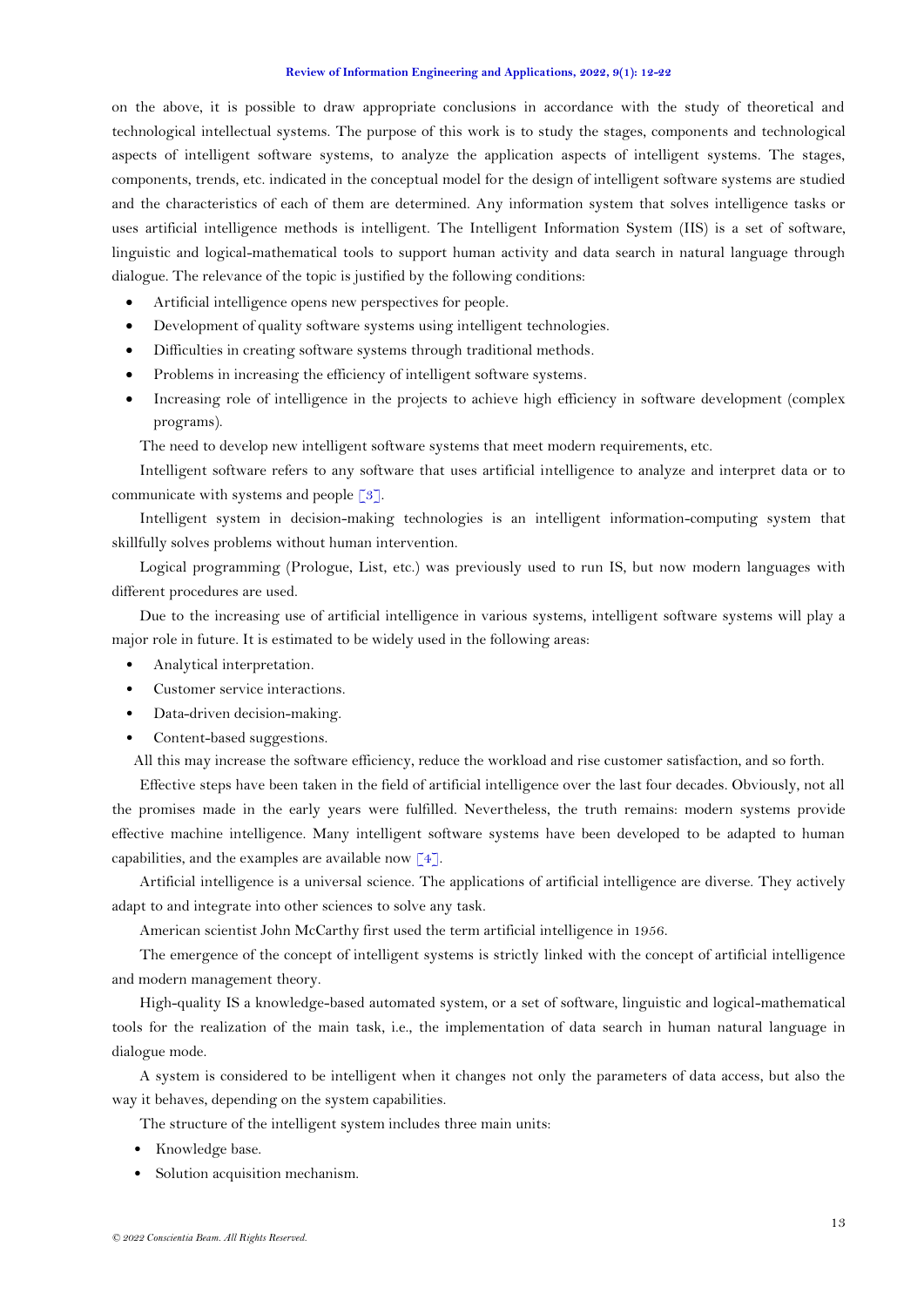on the above, it is possible to draw appropriate conclusions in accordance with the study of theoretical and technological intellectual systems. The purpose of this work is to study the stages, components and technological aspects of intelligent software systems, to analyze the application aspects of intelligent systems. The stages, components, trends, etc. indicated in the conceptual model for the design of intelligent software systems are studied and the characteristics of each of them are determined. Any information system that solves intelligence tasks or uses artificial intelligence methods is intelligent. The Intelligent Information System (IIS) is a set of software, linguistic and logical-mathematical tools to support human activity and data search in natural language through dialogue. The relevance of the topic is justified by the following conditions:

- Artificial intelligence opens new perspectives for people.
- Development of quality software systems using intelligent technologies.
- Difficulties in creating software systems through traditional methods.
- Problems in increasing the efficiency of intelligent software systems.
- Increasing role of intelligence in the projects to achieve high efficiency in software development (complex programs).

The need to develop new intelligent software systems that meet modern requirements, etc.

Intelligent software refers to any software that uses artificial intelligence to analyze and interpret data or to communicate with systems and people [3].

Intelligent system in decision-making technologies is an intelligent information-computing system that skillfully solves problems without human intervention.

Logical programming (Prologue, List, etc.) was previously used to run IS, but now modern languages with different procedures are used.

Due to the increasing use of artificial intelligence in various systems, intelligent software systems will play a major role in future. It is estimated to be widely used in the following areas:

- Analytical interpretation.
- Customer service interactions.
- Data-driven decision-making.
- Content-based suggestions.

All this may increase the software efficiency, reduce the workload and rise customer satisfaction, and so forth.

Effective steps have been taken in the field of artificial intelligence over the last four decades. Obviously, not all the promises made in the early years were fulfilled. Nevertheless, the truth remains: modern systems provide effective machine intelligence. Many intelligent software systems have been developed to be adapted to human capabilities, and the examples are available now [4].

Artificial intelligence is a universal science. The applications of artificial intelligence are diverse. They actively adapt to and integrate into other sciences to solve any task.

American scientist John McCarthy first used the term artificial intelligence in 1956.

The emergence of the concept of intelligent systems is strictly linked with the concept of artificial intelligence and modern management theory.

High-quality IS a knowledge-based automated system, or a set of software, linguistic and logical-mathematical tools for the realization of the main task, i.e., the implementation of data search in human natural language in dialogue mode.

A system is considered to be intelligent when it changes not only the parameters of data access, but also the way it behaves, depending on the system capabilities.

The structure of the intelligent system includes three main units:

- Knowledge base.
- Solution acquisition mechanism.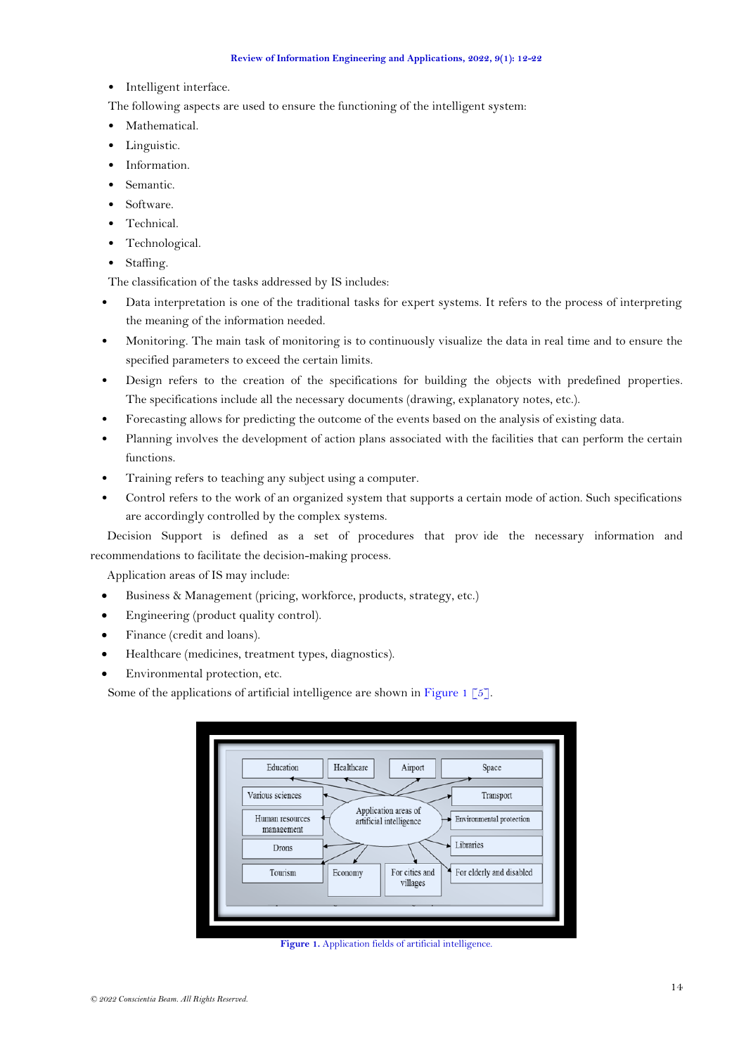- Intelligent interface.

The following aspects are used to ensure the functioning of the intelligent system:

- Mathematical.
- Linguistic.
- Information.
- Semantic.
- Software.
- Technical.
- Technological.
- Staffing.

The classification of the tasks addressed by IS includes:

- Data interpretation is one of the traditional tasks for expert systems. It refers to the process of interpreting the meaning of the information needed.
- Monitoring. The main task of monitoring is to continuously visualize the data in real time and to ensure the specified parameters to exceed the certain limits.
- Design refers to the creation of the specifications for building the objects with predefined properties. The specifications include all the necessary documents (drawing, explanatory notes, etc.).
- Forecasting allows for predicting the outcome of the events based on the analysis of existing data.
- Planning involves the development of action plans associated with the facilities that can perform the certain functions.
- Training refers to teaching any subject using a computer.
- Control refers to the work of an organized system that supports a certain mode of action. Such specifications are accordingly controlled by the complex systems.

Decision Support is defined as a set of procedures that prov ide the necessary information and recommendations to facilitate the decision-making process.

Application areas of IS may include:

- Business & Management (pricing, workforce, products, strategy, etc.)
- Engineering (product quality control).
- Finance (credit and loans).
- Healthcare (medicines, treatment types, diagnostics).
- Environmental protection, etc.

Some of the applications of artificial intelligence are shown in Figure 1 [5].

Figure 1. Application fields of artificial intelligence.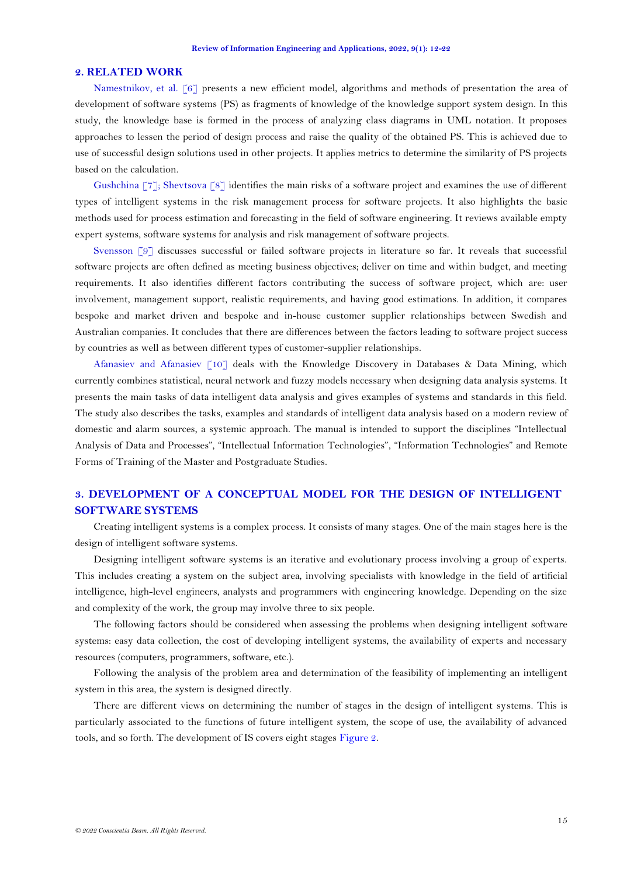## 2. RELATED WORK

Namestnikov, et al. [6] presents a new efficient model, algorithms and methods of presentation the area of development of software systems (PS) as fragments of knowledge of the knowledge support system design. In this study, the knowledge base is formed in the process of analyzing class diagrams in UML notation. It proposes approaches to lessen the period of design process and raise the quality of the obtained PS. This is achieved due to use of successful design solutions used in other projects. It applies metrics to determine the similarity of PS projects based on the calculation.

Gushchina [7]; Shevtsova [8] identifies the main risks of a software project and examines the use of different types of intelligent systems in the risk management process for software projects. It also highlights the basic methods used for process estimation and forecasting in the field of software engineering. It reviews available empty expert systems, software systems for analysis and risk management of software projects.

Svensson [9] discusses successful or failed software projects in literature so far. It reveals that successful software projects are often defined as meeting business objectives; deliver on time and within budget, and meeting requirements. It also identifies different factors contributing the success of software project, which are: user involvement, management support, realistic requirements, and having good estimations. In addition, it compares bespoke and market driven and bespoke and in-house customer supplier relationships between Swedish and Australian companies. It concludes that there are differences between the factors leading to software project success by countries as well as between different types of customer-supplier relationships.

Afanasiev and Afanasiev [10] deals with the Knowledge Discovery in Databases & Data Mining, which currently combines statistical, neural network and fuzzy models necessary when designing data analysis systems. It presents the main tasks of data intelligent data analysis and gives examples of systems and standards in this field. The study also describes the tasks, examples and standards of intelligent data analysis based on a modern review of domestic and alarm sources, a systemic approach. The manual is intended to support the disciplines "Intellectual Analysis of Data and Processes", "Intellectual Information Technologies", "Information Technologies" and Remote Forms of Training of the Master and Postgraduate Studies.

## 3. DEVELOPMENT OF A CONCEPTUAL MODEL FOR THE DESIGN OF INTELLIGENT SOFTWARE SYSTEMS

Creating intelligent systems is a complex process. It consists of many stages. One of the main stages here is the design of intelligent software systems.

Designing intelligent software systems is an iterative and evolutionary process involving a group of experts. This includes creating a system on the subject area, involving specialists with knowledge in the field of artificial intelligence, high-level engineers, analysts and programmers with engineering knowledge. Depending on the size and complexity of the work, the group may involve three to six people.

The following factors should be considered when assessing the problems when designing intelligent software systems: easy data collection, the cost of developing intelligent systems, the availability of experts and necessary resources (computers, programmers, software, etc.).

Following the analysis of the problem area and determination of the feasibility of implementing an intelligent system in this area, the system is designed directly.

There are different views on determining the number of stages in the design of intelligent systems. This is particularly associated to the functions of future intelligent system, the scope of use, the availability of advanced tools, and so forth. The development of IS covers eight stages Figure 2.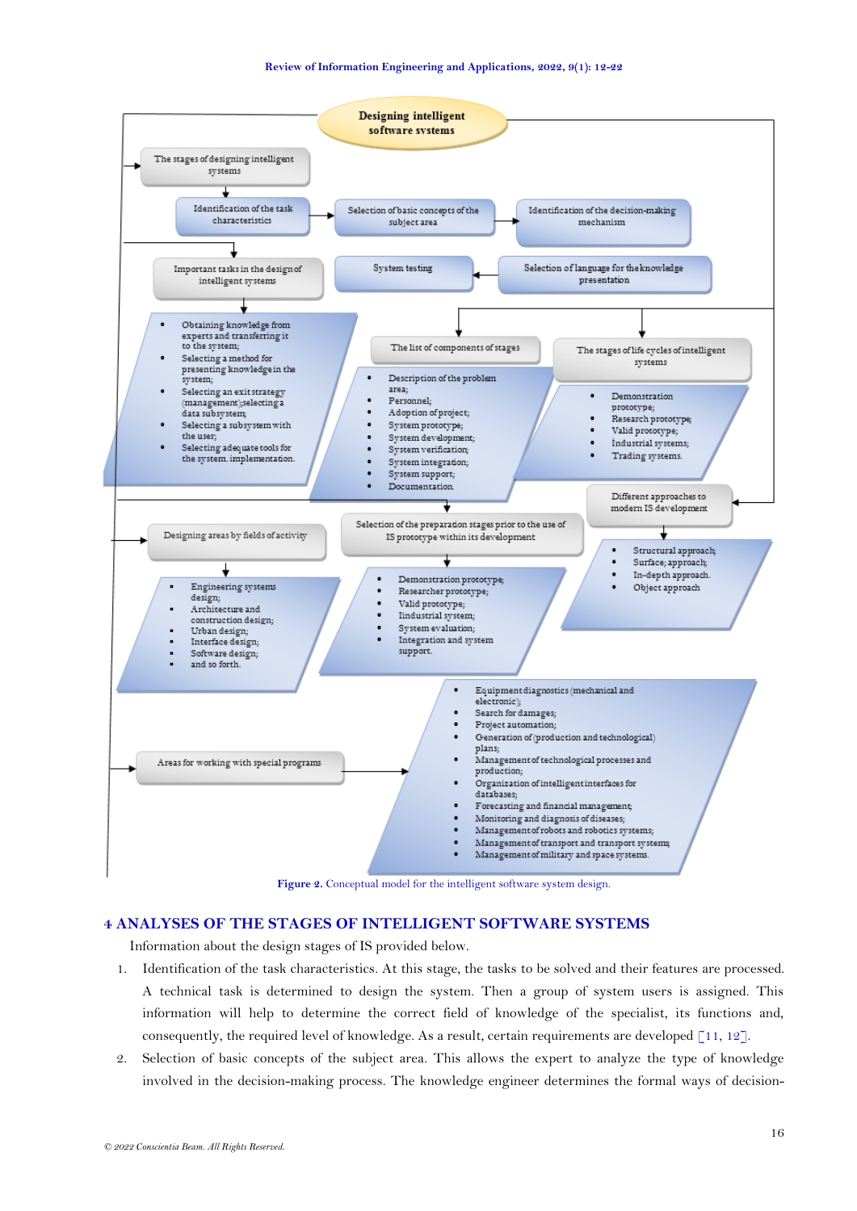Designing intelligent software systems

The stages of designing intelligent systems

Identification of the task characteristics

Selection of basic concepts of the subject area

Identification of the decision-making mechanism

Important tasks in the design of intelligent systems

System testing

Selection of language for the knowledge presentation

- Obtaining knowledge from experts and transferring it to the system;
- Selecting a method for presenting knowledge in the system;
- Selecting an exit strategy (management); selecting a data subsystem;
- Selecting a subsystem with the user;
- Selecting adequate tools for the system. implementation.

The list of components of stages

- Description of the problem area;
- Personnel;
- Adoption of project;
- System prototype;
- System development;
- System verification;
- System integration;
- System support;
- Documentation.

The stages of life cycles of intelligent systems

- Demonstration prototype;
- Research prototype;
- Valid prototype;
- Industrial systems;
- Trading systems.

Different approaches to modern IS development

- Structural approach;
- Surface; approach;
- In-depth approach.
- Object approach

Designing areas by fields of activity

- Engineering systems design;
- Architecture and construction design;
- Urban design;
- Interface design;
- Software design;
- and so forth.

Selection of the preparation stages prior to the use of IS prototype within its development

- Demonstration prototype;
- Researcher prototype;
- Valid prototype;
- Iindustrial system;
- System evaluation;
- Integration and system support.

Areas for working with special programs

- Equipment diagnostics (mechanical and electronic);
- Search for damages;
- Project automation;
- Generation of (production and technological) plans;
- Management of technological processes and production;
- Organization of intelligent interfaces for databases;
- Forecasting and financial management;
- Monitoring and diagnosis of diseases;
- Management of robots and robotics systems;
- Management of transport and transport systems;
- Management of military and space systems.

**Figure 2.** Conceptual model for the intelligent software system design.

## 4 ANALYSES OF THE STAGES OF INTELLIGENT SOFTWARE SYSTEMS

Information about the design stages of IS provided below.

1. Identification of the task characteristics. At this stage, the tasks to be solved and their features are processed. A technical task is determined to design the system. Then a group of system users is assigned. This information will help to determine the correct field of knowledge of the specialist, its functions and, consequently, the required level of knowledge. As a result, certain requirements are developed [11, 12].
2. Selection of basic concepts of the subject area. This allows the expert to analyze the type of knowledge involved in the decision-making process. The knowledge engineer determines the formal ways of decision-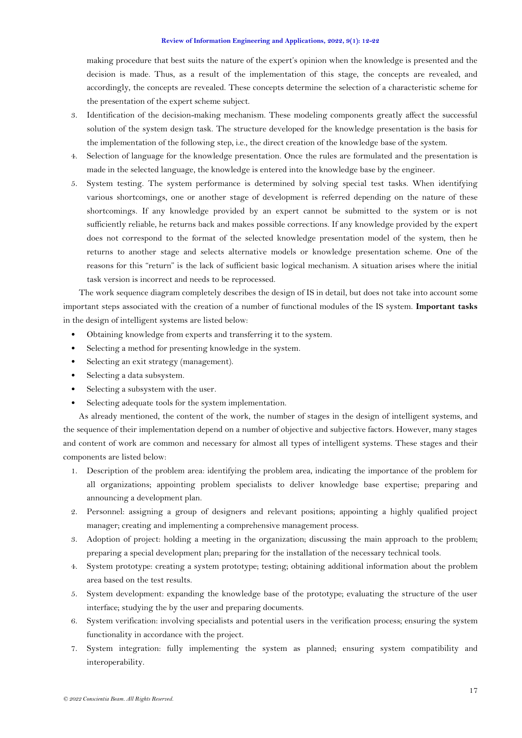making procedure that best suits the nature of the expert's opinion when the knowledge is presented and the decision is made. Thus, as a result of the implementation of this stage, the concepts are revealed, and accordingly, the concepts are revealed. These concepts determine the selection of a characteristic scheme for the presentation of the expert scheme subject.

3. Identification of the decision-making mechanism. These modeling components greatly affect the successful solution of the system design task. The structure developed for the knowledge presentation is the basis for the implementation of the following step, i.e., the direct creation of the knowledge base of the system.
4. Selection of language for the knowledge presentation. Once the rules are formulated and the presentation is made in the selected language, the knowledge is entered into the knowledge base by the engineer.
5. System testing. The system performance is determined by solving special test tasks. When identifying various shortcomings, one or another stage of development is referred depending on the nature of these shortcomings. If any knowledge provided by an expert cannot be submitted to the system or is not sufficiently reliable, he returns back and makes possible corrections. If any knowledge provided by the expert does not correspond to the format of the selected knowledge presentation model of the system, then he returns to another stage and selects alternative models or knowledge presentation scheme. One of the reasons for this "return" is the lack of sufficient basic logical mechanism. A situation arises where the initial task version is incorrect and needs to be reprocessed.

The work sequence diagram completely describes the design of IS in detail, but does not take into account some important steps associated with the creation of a number of functional modules of the IS system. **Important tasks** in the design of intelligent systems are listed below:

- Obtaining knowledge from experts and transferring it to the system.
- Selecting a method for presenting knowledge in the system.
- Selecting an exit strategy (management).
- Selecting a data subsystem.
- Selecting a subsystem with the user.
- Selecting adequate tools for the system implementation.

As already mentioned, the content of the work, the number of stages in the design of intelligent systems, and the sequence of their implementation depend on a number of objective and subjective factors. However, many stages and content of work are common and necessary for almost all types of intelligent systems. These stages and their components are listed below:

1. Description of the problem area: identifying the problem area, indicating the importance of the problem for all organizations; appointing problem specialists to deliver knowledge base expertise; preparing and announcing a development plan.
2. Personnel: assigning a group of designers and relevant positions; appointing a highly qualified project manager; creating and implementing a comprehensive management process.
3. Adoption of project: holding a meeting in the organization; discussing the main approach to the problem; preparing a special development plan; preparing for the installation of the necessary technical tools.
4. System prototype: creating a system prototype; testing; obtaining additional information about the problem area based on the test results.
5. System development: expanding the knowledge base of the prototype; evaluating the structure of the user interface; studying the by the user and preparing documents.
6. System verification: involving specialists and potential users in the verification process; ensuring the system functionality in accordance with the project.
7. System integration: fully implementing the system as planned; ensuring system compatibility and interoperability.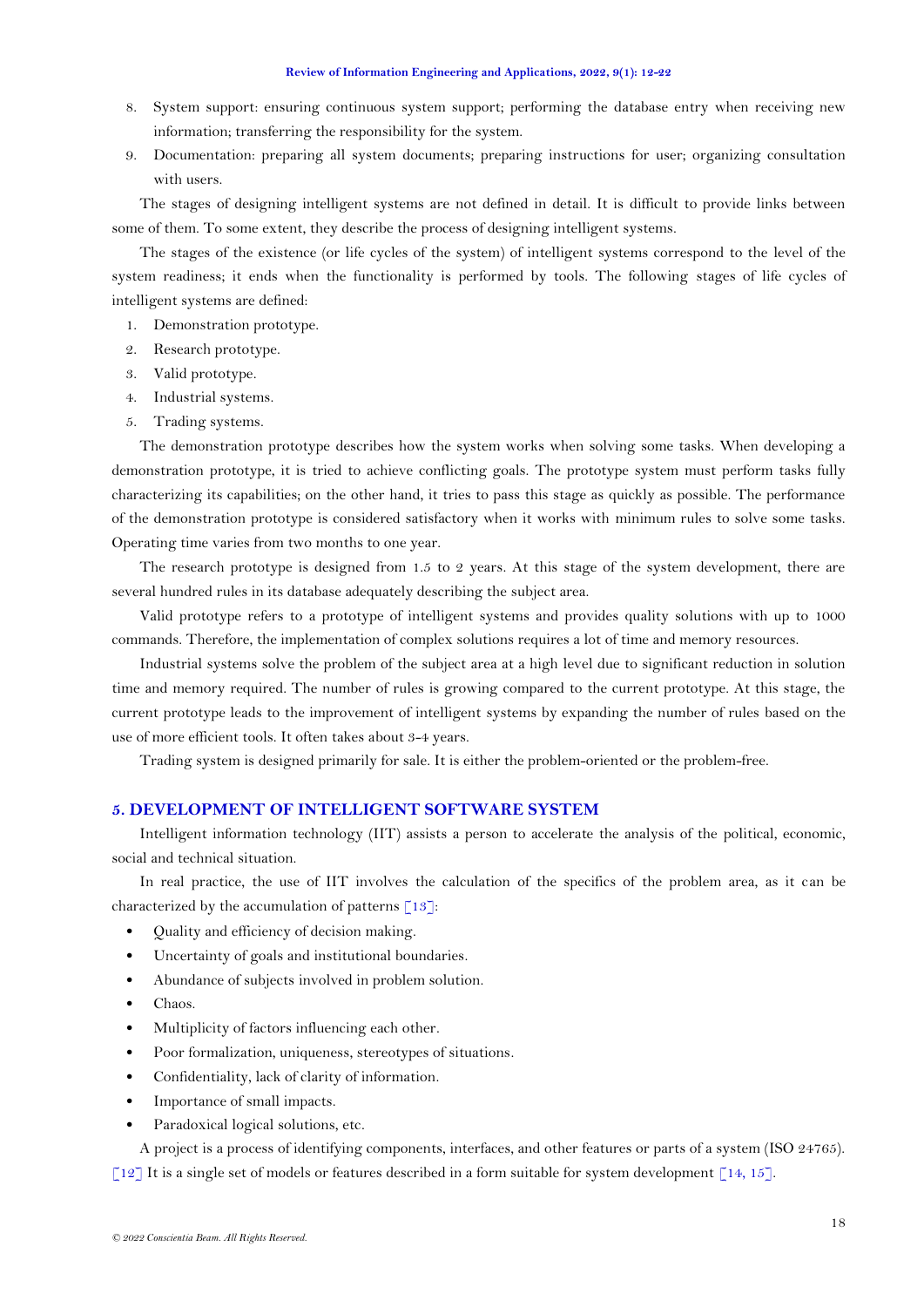8. System support: ensuring continuous system support; performing the database entry when receiving new information; transferring the responsibility for the system.
9. Documentation: preparing all system documents; preparing instructions for user; organizing consultation with users.

The stages of designing intelligent systems are not defined in detail. It is difficult to provide links between some of them. To some extent, they describe the process of designing intelligent systems.

The stages of the existence (or life cycles of the system) of intelligent systems correspond to the level of the system readiness; it ends when the functionality is performed by tools. The following stages of life cycles of intelligent systems are defined:

1. Demonstration prototype.
2. Research prototype.
3. Valid prototype.
4. Industrial systems.
5. Trading systems.

The demonstration prototype describes how the system works when solving some tasks. When developing a demonstration prototype, it is tried to achieve conflicting goals. The prototype system must perform tasks fully characterizing its capabilities; on the other hand, it tries to pass this stage as quickly as possible. The performance of the demonstration prototype is considered satisfactory when it works with minimum rules to solve some tasks. Operating time varies from two months to one year.

The research prototype is designed from 1.5 to 2 years. At this stage of the system development, there are several hundred rules in its database adequately describing the subject area.

Valid prototype refers to a prototype of intelligent systems and provides quality solutions with up to 1000 commands. Therefore, the implementation of complex solutions requires a lot of time and memory resources.

Industrial systems solve the problem of the subject area at a high level due to significant reduction in solution time and memory required. The number of rules is growing compared to the current prototype. At this stage, the current prototype leads to the improvement of intelligent systems by expanding the number of rules based on the use of more efficient tools. It often takes about 3-4 years.

Trading system is designed primarily for sale. It is either the problem-oriented or the problem-free.

## 5. DEVELOPMENT OF INTELLIGENT SOFTWARE SYSTEM

Intelligent information technology (IIT) assists a person to accelerate the analysis of the political, economic, social and technical situation.

In real practice, the use of IIT involves the calculation of the specifics of the problem area, as it can be characterized by the accumulation of patterns [13]:

- Quality and efficiency of decision making.
- Uncertainty of goals and institutional boundaries.
- Abundance of subjects involved in problem solution.
- Chaos.
- Multiplicity of factors influencing each other.
- Poor formalization, uniqueness, stereotypes of situations.
- Confidentiality, lack of clarity of information.
- Importance of small impacts.
- Paradoxical logical solutions, etc.

A project is a process of identifying components, interfaces, and other features or parts of a system (ISO 24765). [12] It is a single set of models or features described in a form suitable for system development [14, 15].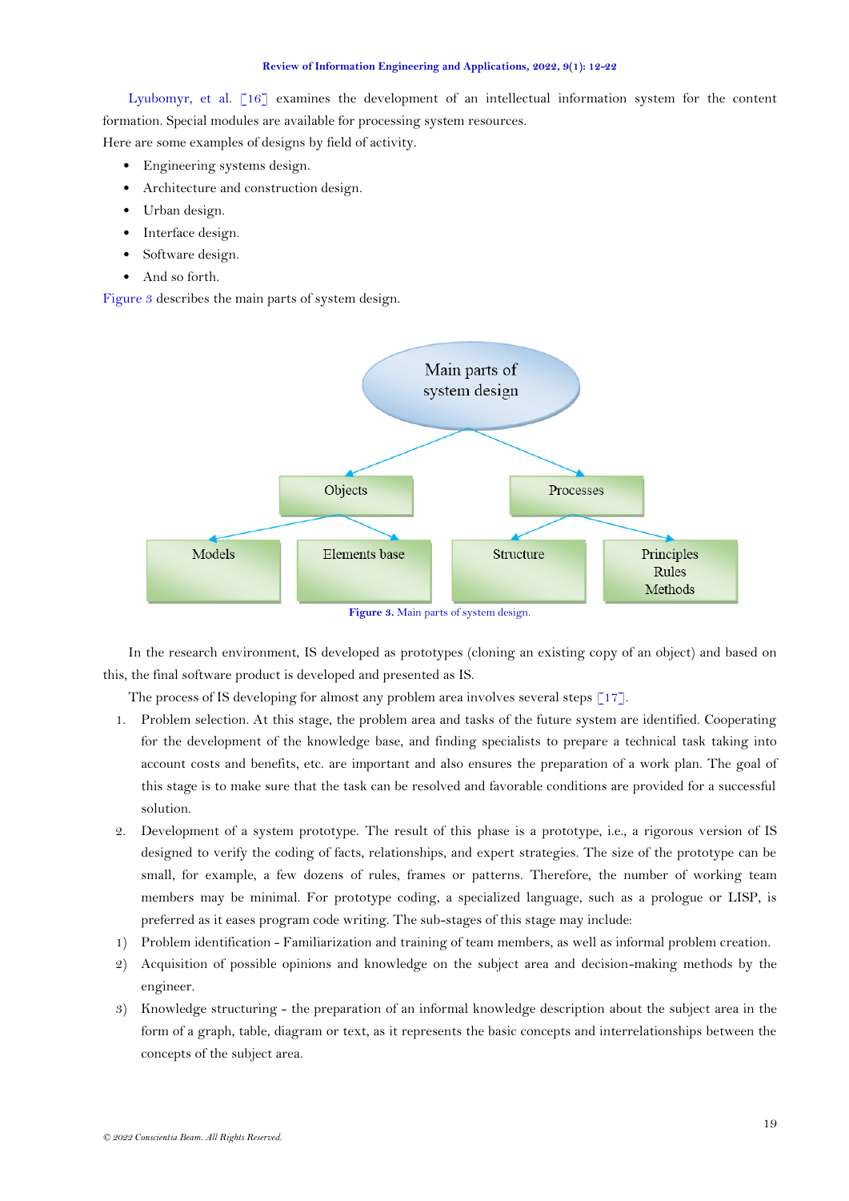Lyubomyr, et al. [16] examines the development of an intellectual information system for the content formation. Special modules are available for processing system resources.

Here are some examples of designs by field of activity.

- Engineering systems design.
- Architecture and construction design.
- Urban design.
- Interface design.
- Software design.
- And so forth.

Figure 3 describes the main parts of system design.

Main parts of system design
- Objects
  - Models
  - Elements base
- Processes
  - Structure
  - Principles Rules Methods

**Figure 3.** Main parts of system design.

In the research environment, IS developed as prototypes (cloning an existing copy of an object) and based on this, the final software product is developed and presented as IS.

The process of IS developing for almost any problem area involves several steps [17].

1. Problem selection. At this stage, the problem area and tasks of the future system are identified. Cooperating for the development of the knowledge base, and finding specialists to prepare a technical task taking into account costs and benefits, etc. are important and also ensures the preparation of a work plan. The goal of this stage is to make sure that the task can be resolved and favorable conditions are provided for a successful solution.
2. Development of a system prototype. The result of this phase is a prototype, i.e., a rigorous version of IS designed to verify the coding of facts, relationships, and expert strategies. The size of the prototype can be small, for example, a few dozens of rules, frames or patterns. Therefore, the number of working team members may be minimal. For prototype coding, a specialized language, such as a prologue or LISP, is preferred as it eases program code writing. The sub-stages of this stage may include:

1) Problem identification - Familiarization and training of team members, as well as informal problem creation.

2) Acquisition of possible opinions and knowledge on the subject area and decision-making methods by the engineer.

3) Knowledge structuring - the preparation of an informal knowledge description about the subject area in the form of a graph, table, diagram or text, as it represents the basic concepts and interrelationships between the concepts of the subject area.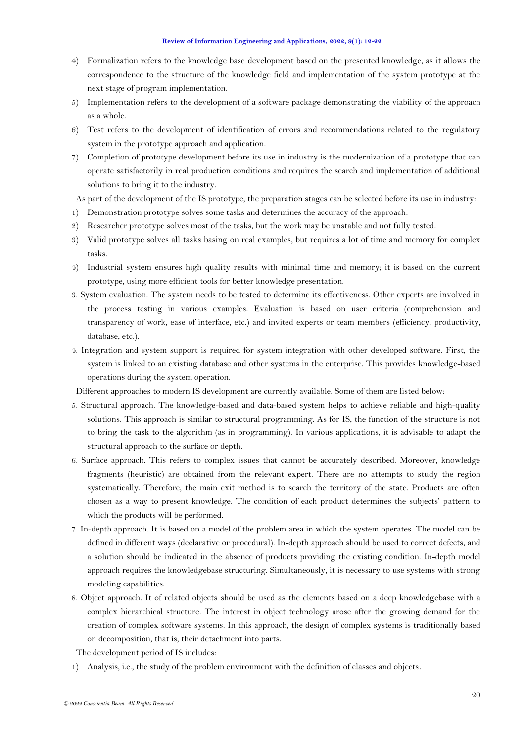4) Formalization refers to the knowledge base development based on the presented knowledge, as it allows the correspondence to the structure of the knowledge field and implementation of the system prototype at the next stage of program implementation.
5) Implementation refers to the development of a software package demonstrating the viability of the approach as a whole.
6) Test refers to the development of identification of errors and recommendations related to the regulatory system in the prototype approach and application.
7) Completion of prototype development before its use in industry is the modernization of a prototype that can operate satisfactorily in real production conditions and requires the search and implementation of additional solutions to bring it to the industry.

As part of the development of the IS prototype, the preparation stages can be selected before its use in industry:

1) Demonstration prototype solves some tasks and determines the accuracy of the approach.
2) Researcher prototype solves most of the tasks, but the work may be unstable and not fully tested.
3) Valid prototype solves all tasks basing on real examples, but requires a lot of time and memory for complex tasks.
4) Industrial system ensures high quality results with minimal time and memory; it is based on the current prototype, using more efficient tools for better knowledge presentation.

3. System evaluation. The system needs to be tested to determine its effectiveness. Other experts are involved in the process testing in various examples. Evaluation is based on user criteria (comprehension and transparency of work, ease of interface, etc.) and invited experts or team members (efficiency, productivity, database, etc.).

4. Integration and system support is required for system integration with other developed software. First, the system is linked to an existing database and other systems in the enterprise. This provides knowledge-based operations during the system operation.

Different approaches to modern IS development are currently available. Some of them are listed below:

5. Structural approach. The knowledge-based and data-based system helps to achieve reliable and high-quality solutions. This approach is similar to structural programming. As for IS, the function of the structure is not to bring the task to the algorithm (as in programming). In various applications, it is advisable to adapt the structural approach to the surface or depth.

6. Surface approach. This refers to complex issues that cannot be accurately described. Moreover, knowledge fragments (heuristic) are obtained from the relevant expert. There are no attempts to study the region systematically. Therefore, the main exit method is to search the territory of the state. Products are often chosen as a way to present knowledge. The condition of each product determines the subjects' pattern to which the products will be performed.

7. In-depth approach. It is based on a model of the problem area in which the system operates. The model can be defined in different ways (declarative or procedural). In-depth approach should be used to correct defects, and a solution should be indicated in the absence of products providing the existing condition. In-depth model approach requires the knowledgebase structuring. Simultaneously, it is necessary to use systems with strong modeling capabilities.

8. Object approach. It of related objects should be used as the elements based on a deep knowledgebase with a complex hierarchical structure. The interest in object technology arose after the growing demand for the creation of complex software systems. In this approach, the design of complex systems is traditionally based on decomposition, that is, their detachment into parts.

The development period of IS includes:

1) Analysis, i.e., the study of the problem environment with the definition of classes and objects.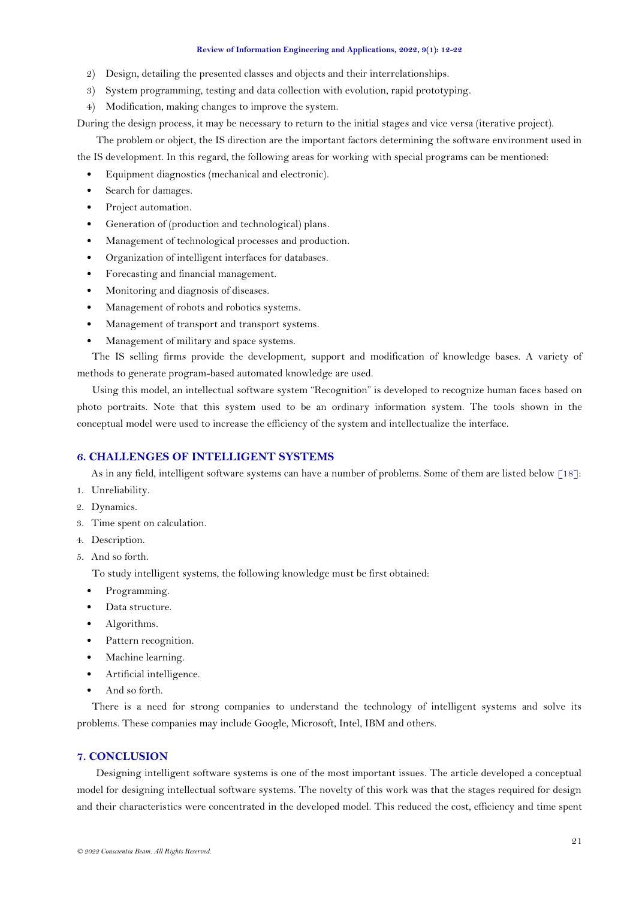2) Design, detailing the presented classes and objects and their interrelationships.
3) System programming, testing and data collection with evolution, rapid prototyping.
4) Modification, making changes to improve the system.

During the design process, it may be necessary to return to the initial stages and vice versa (iterative project).

The problem or object, the IS direction are the important factors determining the software environment used in the IS development. In this regard, the following areas for working with special programs can be mentioned:

- Equipment diagnostics (mechanical and electronic).
- Search for damages.
- Project automation.
- Generation of (production and technological) plans.
- Management of technological processes and production.
- Organization of intelligent interfaces for databases.
- Forecasting and financial management.
- Monitoring and diagnosis of diseases.
- Management of robots and robotics systems.
- Management of transport and transport systems.
- Management of military and space systems.

The IS selling firms provide the development, support and modification of knowledge bases. A variety of methods to generate program-based automated knowledge are used.

Using this model, an intellectual software system "Recognition" is developed to recognize human faces based on photo portraits. Note that this system used to be an ordinary information system. The tools shown in the conceptual model were used to increase the efficiency of the system and intellectualize the interface.

## 6. CHALLENGES OF INTELLIGENT SYSTEMS

As in any field, intelligent software systems can have a number of problems. Some of them are listed below [18]:

1. Unreliability.
2. Dynamics.
3. Time spent on calculation.
4. Description.
5. And so forth.

To study intelligent systems, the following knowledge must be first obtained:

- Programming.
- Data structure.
- Algorithms.
- Pattern recognition.
- Machine learning.
- Artificial intelligence.
- And so forth.

There is a need for strong companies to understand the technology of intelligent systems and solve its problems. These companies may include Google, Microsoft, Intel, IBM and others.

## 7. CONCLUSION

Designing intelligent software systems is one of the most important issues. The article developed a conceptual model for designing intellectual software systems. The novelty of this work was that the stages required for design and their characteristics were concentrated in the developed model. This reduced the cost, efficiency and time spent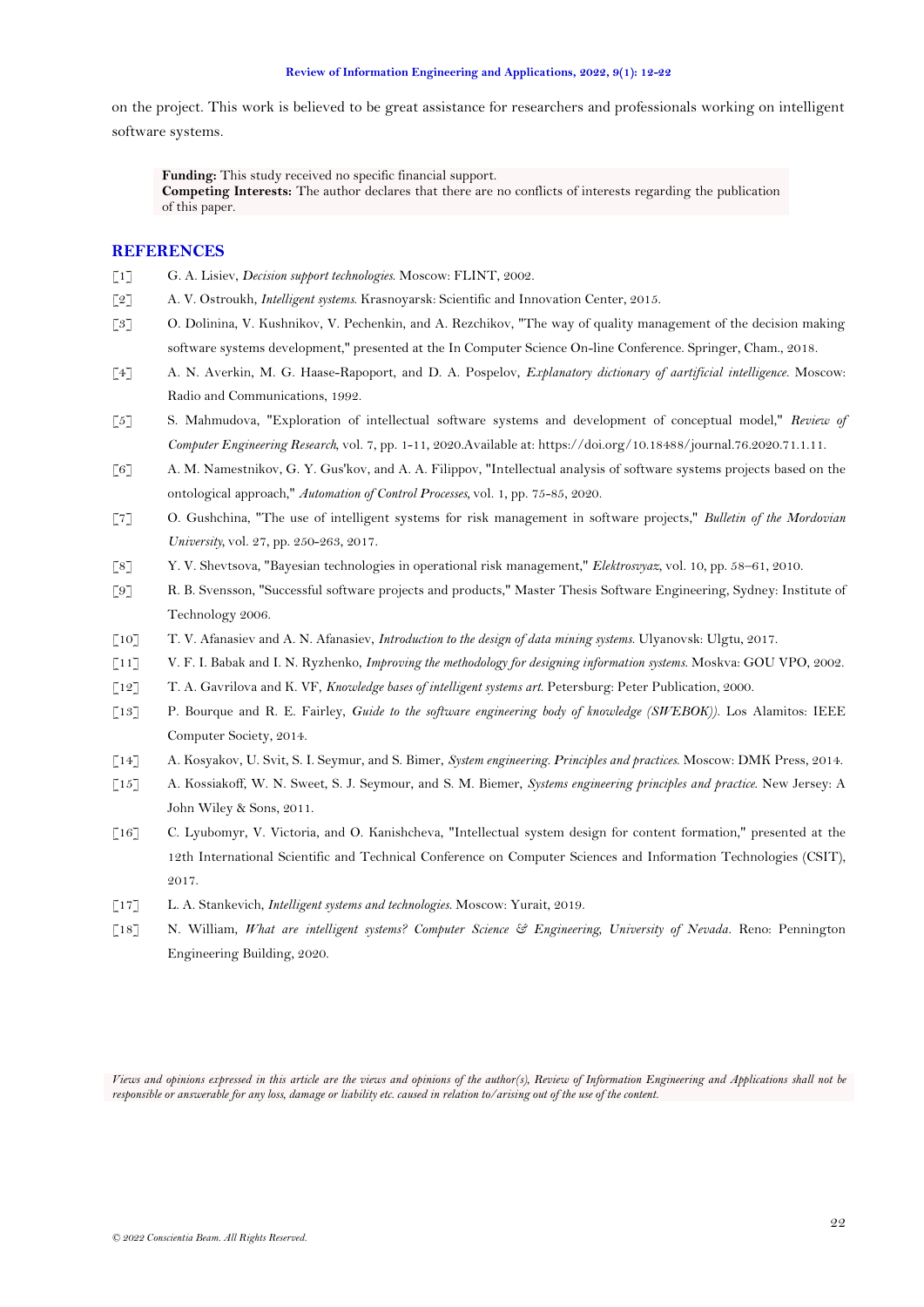on the project. This work is believed to be great assistance for researchers and professionals working on intelligent software systems.

**Funding:** This study received no specific financial support.
**Competing Interests:** The author declares that there are no conflicts of interests regarding the publication of this paper.

## REFERENCES

[1] G. A. Lisiev, *Decision support technologies*. Moscow: FLINT, 2002.

[2] A. V. Ostroukh, *Intelligent systems*. Krasnoyarsk: Scientific and Innovation Center, 2015.

[3] O. Dolinina, V. Kushnikov, V. Pechenkin, and A. Rezchikov, "The way of quality management of the decision making software systems development," presented at the In Computer Science On-line Conference. Springer, Cham., 2018.

[4] A. N. Averkin, M. G. Haase-Rapoport, and D. A. Pospelov, *Explanatory dictionary of aartificial intelligence*. Moscow: Radio and Communications, 1992.

[5] S. Mahmudova, "Exploration of intellectual software systems and development of conceptual model," *Review of Computer Engineering Research*, vol. 7, pp. 1-11, 2020.Available at: https://doi.org/10.18488/journal.76.2020.71.1.11.

[6] A. M. Namestnikov, G. Y. Gus'kov, and A. A. Filippov, "Intellectual analysis of software systems projects based on the ontological approach," *Automation of Control Processes*, vol. 1, pp. 75-85, 2020.

[7] O. Gushchina, "The use of intelligent systems for risk management in software projects," *Bulletin of the Mordovian University*, vol. 27, pp. 250-263, 2017.

[8] Y. V. Shevtsova, "Bayesian technologies in operational risk management," *Elektrosvyaz*, vol. 10, pp. 58–61, 2010.

[9] R. B. Svensson, "Successful software projects and products," Master Thesis Software Engineering, Sydney: Institute of Technology 2006.

[10] T. V. Afanasiev and A. N. Afanasiev, *Introduction to the design of data mining systems*. Ulyanovsk: Ulgtu, 2017.

[11] V. F. I. Babak and I. N. Ryzhenko, *Improving the methodology for designing information systems*. Moskva: GOU VPO, 2002.

[12] T. A. Gavrilova and K. VF, *Knowledge bases of intelligent systems art*. Petersburg: Peter Publication, 2000.

[13] P. Bourque and R. E. Fairley, *Guide to the software engineering body of knowledge (SWEBOK))*. Los Alamitos: IEEE Computer Society, 2014.

[14] A. Kosyakov, U. Svit, S. I. Seymur, and S. Bimer, *System engineering. Principles and practices*. Moscow: DMK Press, 2014.

[15] A. Kossiakoff, W. N. Sweet, S. J. Seymour, and S. M. Biemer, *Systems engineering principles and practice*. New Jersey: A John Wiley & Sons, 2011.

[16] C. Lyubomyr, V. Victoria, and O. Kanishcheva, "Intellectual system design for content formation," presented at the 12th International Scientific and Technical Conference on Computer Sciences and Information Technologies (CSIT), 2017.

[17] L. A. Stankevich, *Intelligent systems and technologies*. Moscow: Yurait, 2019.

[18] N. William, *What are intelligent systems? Computer Science & Engineering, University of Nevada*. Reno: Pennington Engineering Building, 2020.

*Views and opinions expressed in this article are the views and opinions of the author(s), Review of Information Engineering and Applications shall not be responsible or answerable for any loss, damage or liability etc. caused in relation to/arising out of the use of the content.*